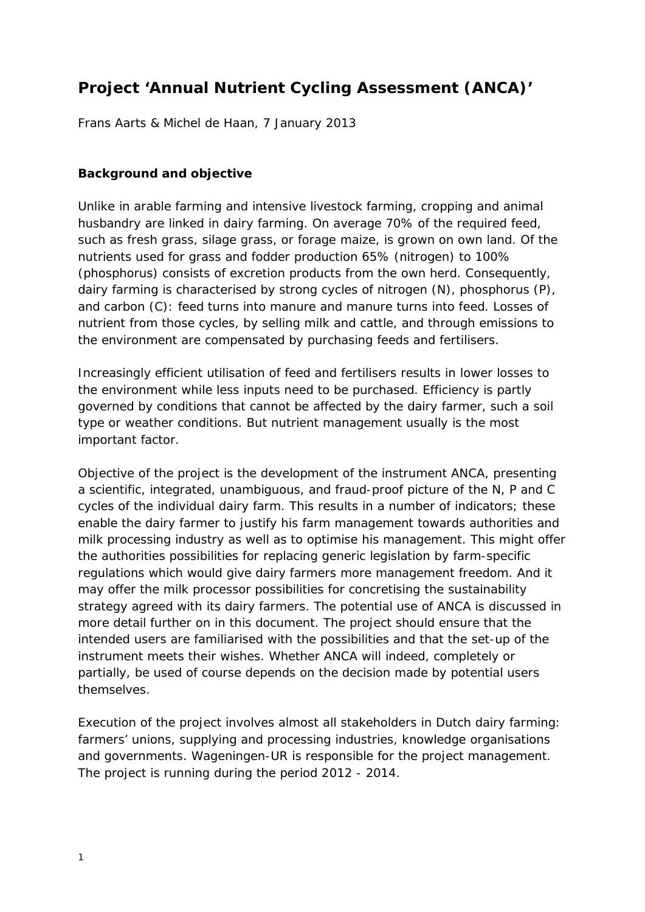# Project 'Annual Nutrient Cycling Assessment (ANCA)'

Frans Aarts & Michel de Haan, 7 January 2013

## Background and objective

Unlike in arable farming and intensive livestock farming, cropping and animal husbandry are linked in dairy farming. On average 70% of the required feed, such as fresh grass, silage grass, or forage maize, is grown on own land. Of the nutrients used for grass and fodder production 65% (nitrogen) to 100% (phosphorus) consists of excretion products from the own herd. Consequently, dairy farming is characterised by strong cycles of nitrogen (N), phosphorus (P), and carbon (C): feed turns into manure and manure turns into feed. Losses of nutrient from those cycles, by selling milk and cattle, and through emissions to the environment are compensated by purchasing feeds and fertilisers.

Increasingly efficient utilisation of feed and fertilisers results in lower losses to the environment while less inputs need to be purchased. Efficiency is partly governed by conditions that cannot be affected by the dairy farmer, such a soil type or weather conditions. But nutrient management usually is the most important factor.

Objective of the project is the development of the instrument ANCA, presenting a scientific, integrated, unambiguous, and fraud-proof picture of the N, P and C cycles of the individual dairy farm. This results in a number of indicators; these enable the dairy farmer to justify his farm management towards authorities and milk processing industry as well as to optimise his management. This might offer the authorities possibilities for replacing generic legislation by farm-specific regulations which would give dairy farmers more management freedom. And it may offer the milk processor possibilities for concretising the sustainability strategy agreed with its dairy farmers. The potential use of ANCA is discussed in more detail further on in this document. The project should ensure that the intended users are familiarised with the possibilities and that the set-up of the instrument meets their wishes. Whether ANCA will indeed, completely or partially, be used of course depends on the decision made by potential users themselves.

Execution of the project involves almost all stakeholders in Dutch dairy farming: farmers' unions, supplying and processing industries, knowledge organisations and governments. Wageningen-UR is responsible for the project management. The project is running during the period 2012 - 2014.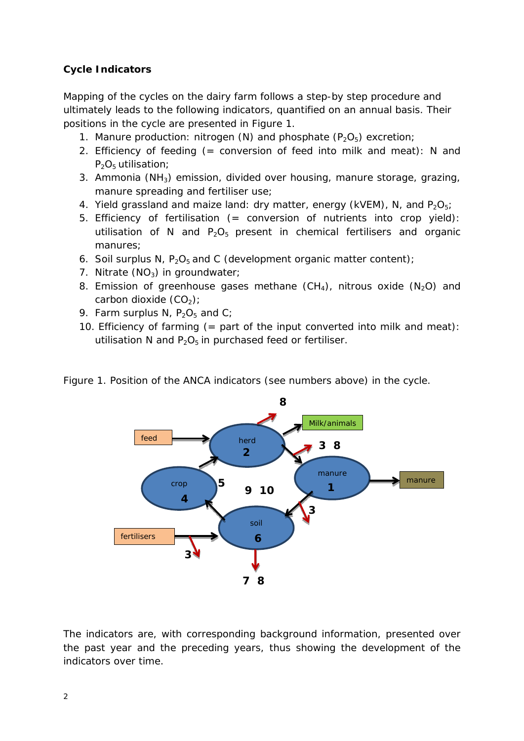**Cycle Indicators**

Mapping of the cycles on the dairy farm follows a step-by step procedure and ultimately leads to the following indicators, quantified on an annual basis. Their positions in the cycle are presented in Figure 1.

1. Manure production: nitrogen (N) and phosphate ($P_2O_5$) excretion;
2. Efficiency of feeding (= conversion of feed into milk and meat): N and $P_2O_5$ utilisation;
3. Ammonia ($NH_3$) emission, divided over housing, manure storage, grazing, manure spreading and fertiliser use;
4. Yield grassland and maize land: dry matter, energy (kVEM), N, and $P_2O_5$;
5. Efficiency of fertilisation (= conversion of nutrients into crop yield): utilisation of N and $P_2O_5$ present in chemical fertilisers and organic manures;
6. Soil surplus N, $P_2O_5$ and C (development organic matter content);
7. Nitrate ($NO_3$) in groundwater;
8. Emission of greenhouse gases methane ($CH_4$), nitrous oxide ($N_2O$) and carbon dioxide ($CO_2$);
9. Farm surplus N, $P_2O_5$ and C;
10. Efficiency of farming (= part of the input converted into milk and meat): utilisation N and $P_2O_5$ in purchased feed or fertiliser.

Figure 1. Position of the ANCA indicators (see numbers above) in the cycle.

The indicators are, with corresponding background information, presented over the past year and the preceding years, thus showing the development of the indicators over time.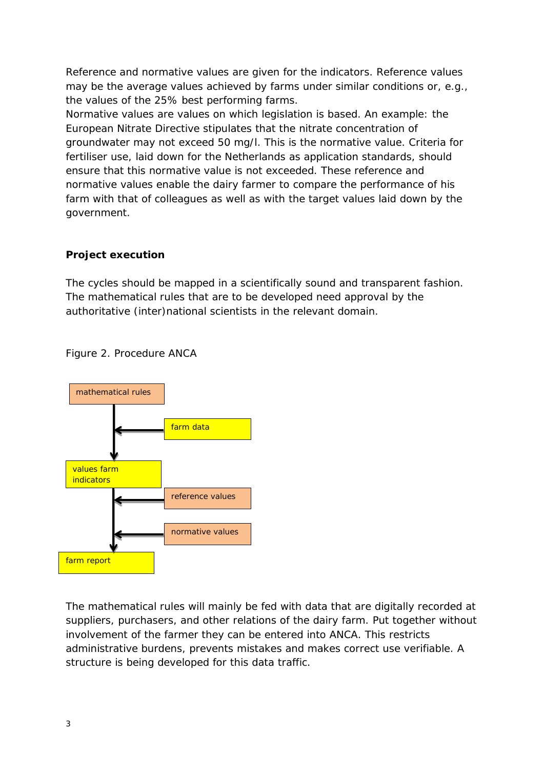Reference and normative values are given for the indicators. Reference values may be the average values achieved by farms under similar conditions or, e.g., the values of the 25% best performing farms.
Normative values are values on which legislation is based. An example: the European Nitrate Directive stipulates that the nitrate concentration of groundwater may not exceed 50 mg/l. This is the normative value. Criteria for fertiliser use, laid down for the Netherlands as application standards, should ensure that this normative value is not exceeded. These reference and normative values enable the dairy farmer to compare the performance of his farm with that of colleagues as well as with the target values laid down by the government.

**Project execution**

The cycles should be mapped in a scientifically sound and transparent fashion. The mathematical rules that are to be developed need approval by the authoritative (inter)national scientists in the relevant domain.

Figure 2. Procedure ANCA

mathematical rules

farm data

values farm indicators

reference values

normative values

farm report

The mathematical rules will mainly be fed with data that are digitally recorded at suppliers, purchasers, and other relations of the dairy farm. Put together without involvement of the farmer they can be entered into ANCA. This restricts administrative burdens, prevents mistakes and makes correct use verifiable. A structure is being developed for this data traffic.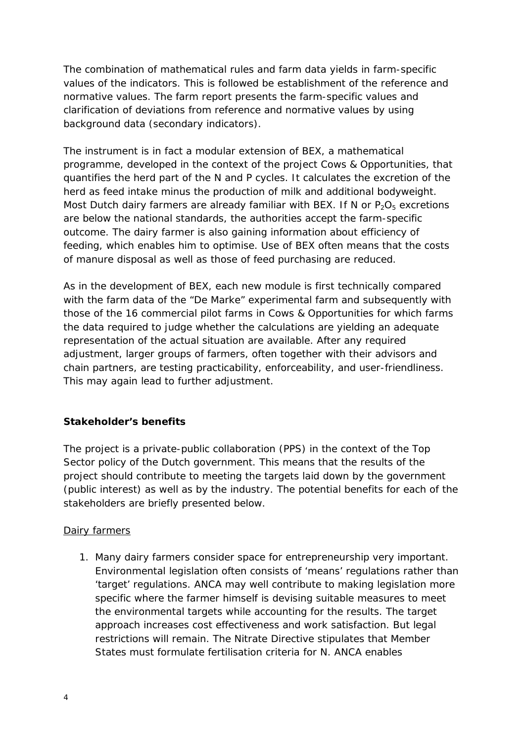The combination of mathematical rules and farm data yields in farm-specific values of the indicators. This is followed be establishment of the reference and normative values. The farm report presents the farm-specific values and clarification of deviations from reference and normative values by using background data (secondary indicators).

The instrument is in fact a modular extension of BEX, a mathematical programme, developed in the context of the project Cows & Opportunities, that quantifies the herd part of the N and P cycles. It calculates the excretion of the herd as feed intake minus the production of milk and additional bodyweight. Most Dutch dairy farmers are already familiar with BEX. If N or $P_2O_5$ excretions are below the national standards, the authorities accept the farm-specific outcome. The dairy farmer is also gaining information about efficiency of feeding, which enables him to optimise. Use of BEX often means that the costs of manure disposal as well as those of feed purchasing are reduced.

As in the development of BEX, each new module is first technically compared with the farm data of the "De Marke" experimental farm and subsequently with those of the 16 commercial pilot farms in Cows & Opportunities for which farms the data required to judge whether the calculations are yielding an adequate representation of the actual situation are available. After any required adjustment, larger groups of farmers, often together with their advisors and chain partners, are testing practicability, enforceability, and user-friendliness. This may again lead to further adjustment.

**Stakeholder's benefits**

The project is a private-public collaboration (PPS) in the context of the Top Sector policy of the Dutch government. This means that the results of the project should contribute to meeting the targets laid down by the government (public interest) as well as by the industry. The potential benefits for each of the stakeholders are briefly presented below.

Dairy farmers

1. Many dairy farmers consider space for entrepreneurship very important. Environmental legislation often consists of 'means' regulations rather than 'target' regulations. ANCA may well contribute to making legislation more specific where the farmer himself is devising suitable measures to meet the environmental targets while accounting for the results. The target approach increases cost effectiveness and work satisfaction. But legal restrictions will remain. The Nitrate Directive stipulates that Member States must formulate fertilisation criteria for N. ANCA enables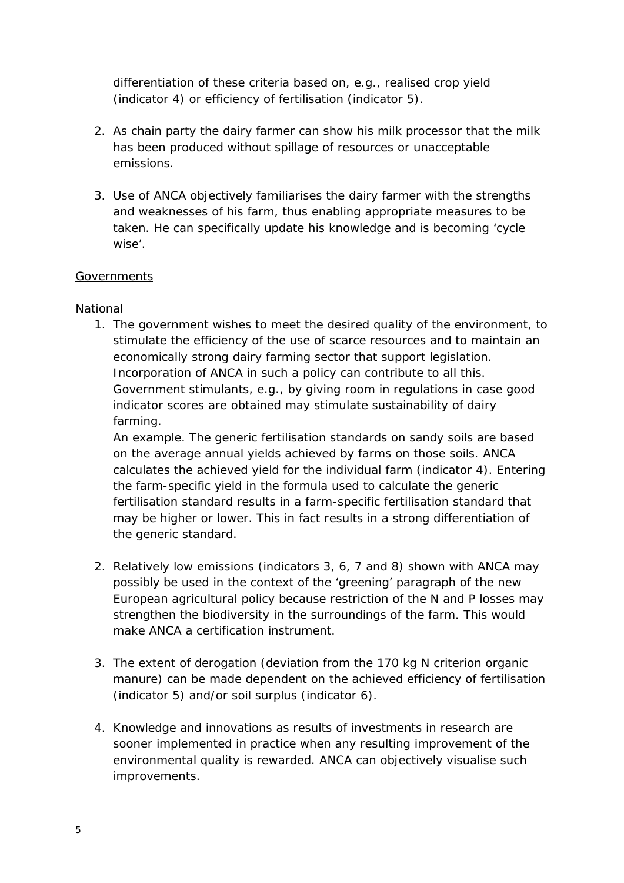differentiation of these criteria based on, e.g., realised crop yield (indicator 4) or efficiency of fertilisation (indicator 5).

2. As chain party the dairy farmer can show his milk processor that the milk has been produced without spillage of resources or unacceptable emissions.

3. Use of ANCA objectively familiarises the dairy farmer with the strengths and weaknesses of his farm, thus enabling appropriate measures to be taken. He can specifically update his knowledge and is becoming 'cycle wise'.

<u>Governments</u>

National

1. The government wishes to meet the desired quality of the environment, to stimulate the efficiency of the use of scarce resources and to maintain an economically strong dairy farming sector that support legislation. Incorporation of ANCA in such a policy can contribute to all this. Government stimulants, e.g., by giving room in regulations in case good indicator scores are obtained may stimulate sustainability of dairy farming.
   An example. The generic fertilisation standards on sandy soils are based on the average annual yields achieved by farms on those soils. ANCA calculates the achieved yield for the individual farm (indicator 4). Entering the farm-specific yield in the formula used to calculate the generic fertilisation standard results in a farm-specific fertilisation standard that may be higher or lower. This in fact results in a strong differentiation of the generic standard.

2. Relatively low emissions (indicators 3, 6, 7 and 8) shown with ANCA may possibly be used in the context of the 'greening' paragraph of the new European agricultural policy because restriction of the N and P losses may strengthen the biodiversity in the surroundings of the farm. This would make ANCA a certification instrument.

3. The extent of derogation (deviation from the 170 kg N criterion organic manure) can be made dependent on the achieved efficiency of fertilisation (indicator 5) and/or soil surplus (indicator 6).

4. Knowledge and innovations as results of investments in research are sooner implemented in practice when any resulting improvement of the environmental quality is rewarded. ANCA can objectively visualise such improvements.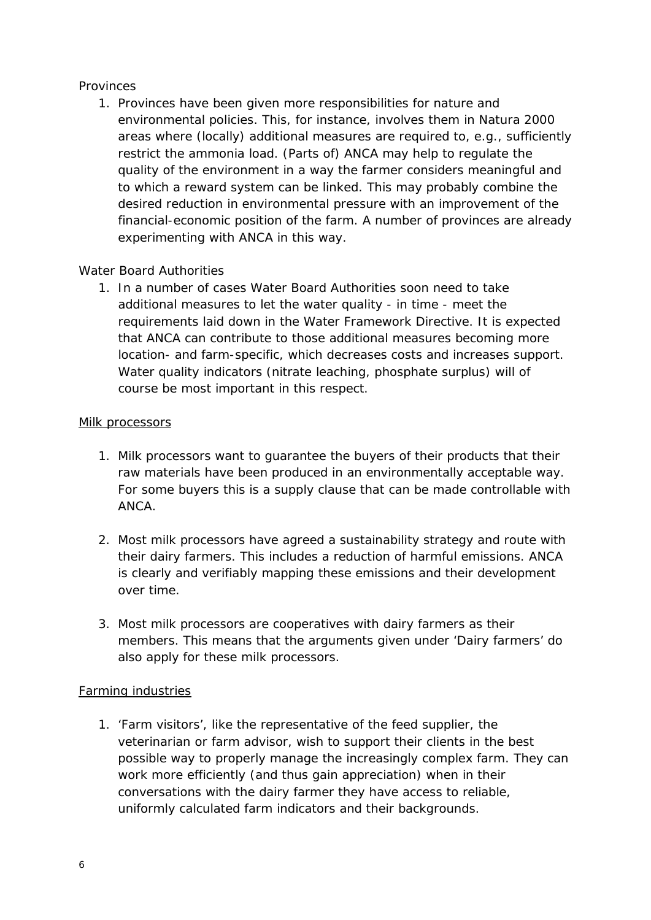Provinces

1. Provinces have been given more responsibilities for nature and environmental policies. This, for instance, involves them in Natura 2000 areas where (locally) additional measures are required to, e.g., sufficiently restrict the ammonia load. (Parts of) ANCA may help to regulate the quality of the environment in a way the farmer considers meaningful and to which a reward system can be linked. This may probably combine the desired reduction in environmental pressure with an improvement of the financial-economic position of the farm. A number of provinces are already experimenting with ANCA in this way.

Water Board Authorities

1. In a number of cases Water Board Authorities soon need to take additional measures to let the water quality - in time - meet the requirements laid down in the Water Framework Directive. It is expected that ANCA can contribute to those additional measures becoming more location- and farm-specific, which decreases costs and increases support. Water quality indicators (nitrate leaching, phosphate surplus) will of course be most important in this respect.

<u>Milk processors</u>

1. Milk processors want to guarantee the buyers of their products that their raw materials have been produced in an environmentally acceptable way. For some buyers this is a supply clause that can be made controllable with ANCA.

2. Most milk processors have agreed a sustainability strategy and route with their dairy farmers. This includes a reduction of harmful emissions. ANCA is clearly and verifiably mapping these emissions and their development over time.

3. Most milk processors are cooperatives with dairy farmers as their members. This means that the arguments given under 'Dairy farmers' do also apply for these milk processors.

<u>Farming industries</u>

1. 'Farm visitors', like the representative of the feed supplier, the veterinarian or farm advisor, wish to support their clients in the best possible way to properly manage the increasingly complex farm. They can work more efficiently (and thus gain appreciation) when in their conversations with the dairy farmer they have access to reliable, uniformly calculated farm indicators and their backgrounds.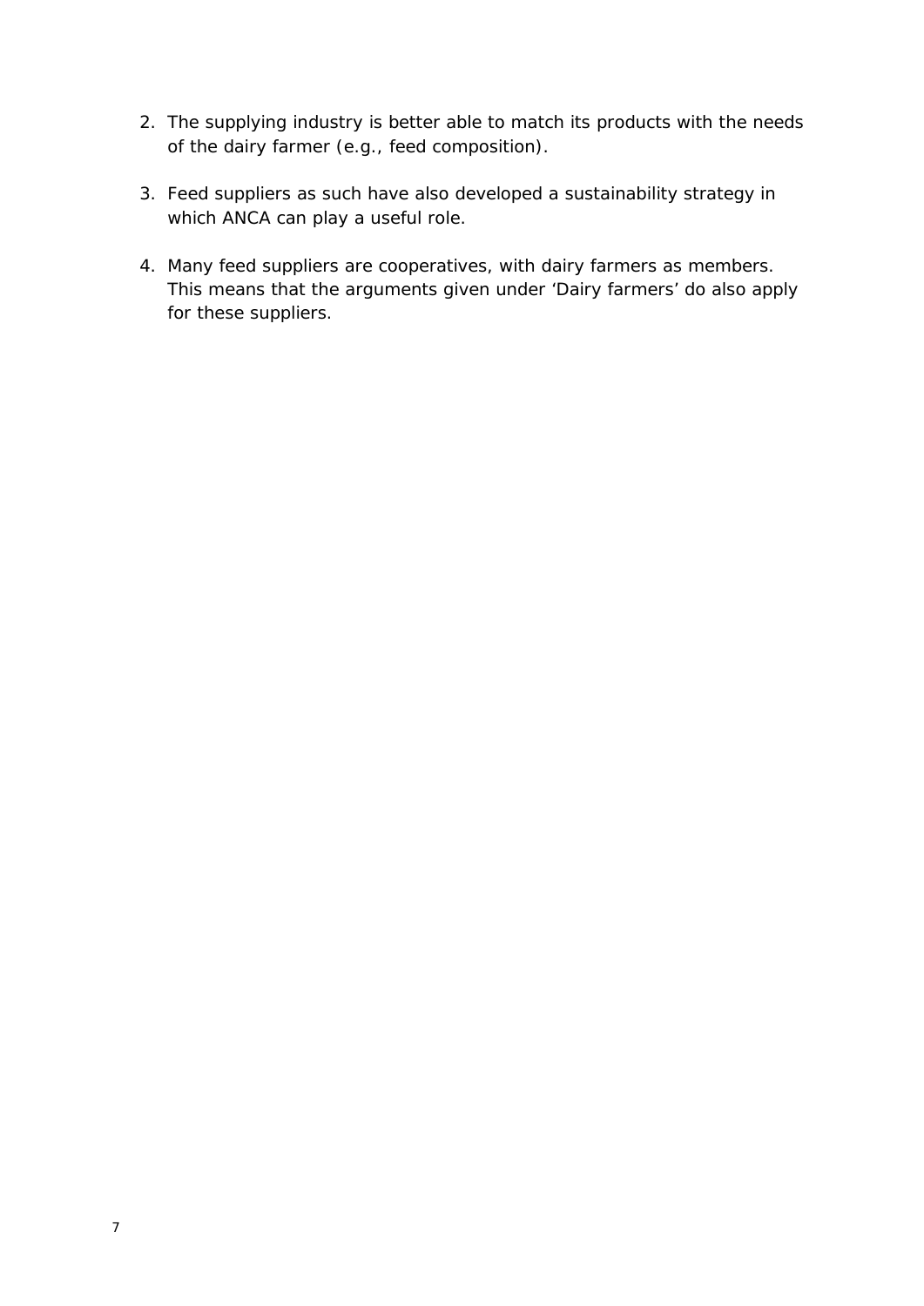2. The supplying industry is better able to match its products with the needs of the dairy farmer (e.g., feed composition).

3. Feed suppliers as such have also developed a sustainability strategy in which ANCA can play a useful role.

4. Many feed suppliers are cooperatives, with dairy farmers as members. This means that the arguments given under ‘Dairy farmers’ do also apply for these suppliers.